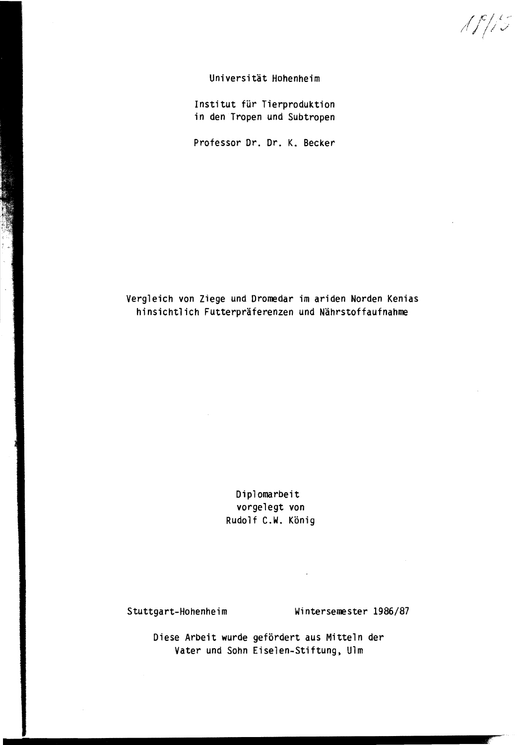Universität Hohenheim

Institut für Tierproduktion
in den Tropen und Subtropen

Professor Dr. Dr. K. Becker

# Vergleich von Ziege und Dromedar im ariden Norden Kenias hinsichtlich Futterpräferenzen und Nährstoffaufnahme

Diplomarbeit
vorgelegt von
Rudolf C.W. König

Stuttgart-Hohenheim                Wintersemester 1986/87

Diese Arbeit wurde gefördert aus Mitteln der
Vater und Sohn Eiselen-Stiftung, Ulm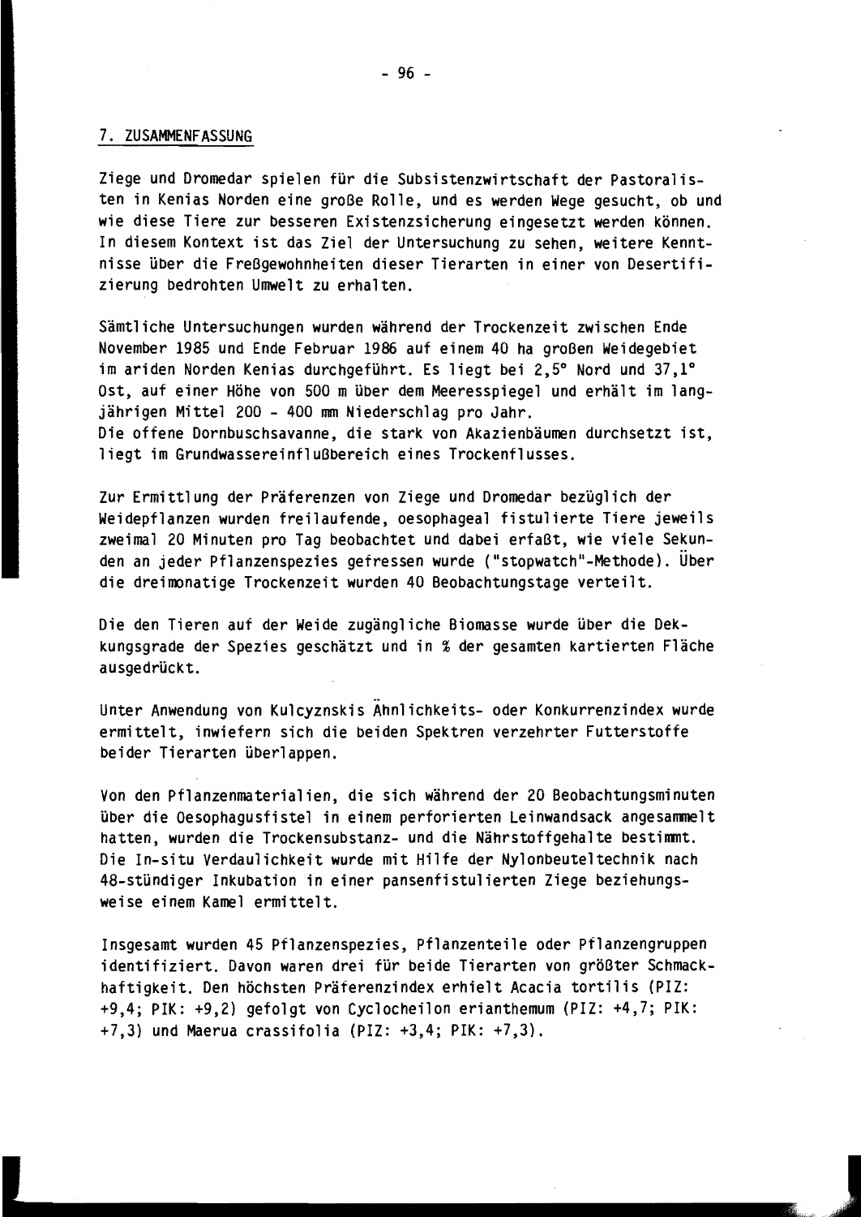## 7. ZUSAMMENFASSUNG

Ziege und Dromedar spielen für die Subsistenzwirtschaft der Pastoralisten in Kenias Norden eine große Rolle, und es werden Wege gesucht, ob und wie diese Tiere zur besseren Existenzsicherung eingesetzt werden können. In diesem Kontext ist das Ziel der Untersuchung zu sehen, weitere Kenntnisse über die Freßgewohnheiten dieser Tierarten in einer von Desertifizierung bedrohten Umwelt zu erhalten.

Sämtliche Untersuchungen wurden während der Trockenzeit zwischen Ende November 1985 und Ende Februar 1986 auf einem 40 ha großen Weidegebiet im ariden Norden Kenias durchgeführt. Es liegt bei 2,5° Nord und 37,1° Ost, auf einer Höhe von 500 m über dem Meeresspiegel und erhält im langjährigen Mittel 200 - 400 mm Niederschlag pro Jahr.
Die offene Dornbuschsavanne, die stark von Akazienbäumen durchsetzt ist, liegt im Grundwassereinflußbereich eines Trockenflusses.

Zur Ermittlung der Präferenzen von Ziege und Dromedar bezüglich der Weidepflanzen wurden freilaufende, oesophageal fistulierte Tiere jeweils zweimal 20 Minuten pro Tag beobachtet und dabei erfaßt, wie viele Sekunden an jeder Pflanzenspezies gefressen wurde ("stopwatch"-Methode). Über die dreimonatige Trockenzeit wurden 40 Beobachtungstage verteilt.

Die den Tieren auf der Weide zugängliche Biomasse wurde über die Dekkungsgrade der Spezies geschätzt und in % der gesamten kartierten Fläche ausgedrückt.

Unter Anwendung von Kulcyznskis Ähnlichkeits- oder Konkurrenzindex wurde ermittelt, inwiefern sich die beiden Spektren verzehrter Futterstoffe beider Tierarten überlappen.

Von den Pflanzenmaterialien, die sich während der 20 Beobachtungsminuten über die Oesophagusfistel in einem perforierten Leinwandsack angesammelt hatten, wurden die Trockensubstanz- und die Nährstoffgehalte bestimmt. Die In-situ Verdaulichkeit wurde mit Hilfe der Nylonbeuteltechnik nach 48-stündiger Inkubation in einer pansenfistulierten Ziege beziehungsweise einem Kamel ermittelt.

Insgesamt wurden 45 Pflanzenspezies, Pflanzenteile oder Pflanzengruppen identifiziert. Davon waren drei für beide Tierarten von größter Schmackhaftigkeit. Den höchsten Präferenzindex erhielt Acacia tortilis (PIZ: +9,4; PIK: +9,2) gefolgt von Cyclocheilon erianthemum (PIZ: +4,7; PIK: +7,3) und Maerua crassifolia (PIZ: +3,4; PIK: +7,3).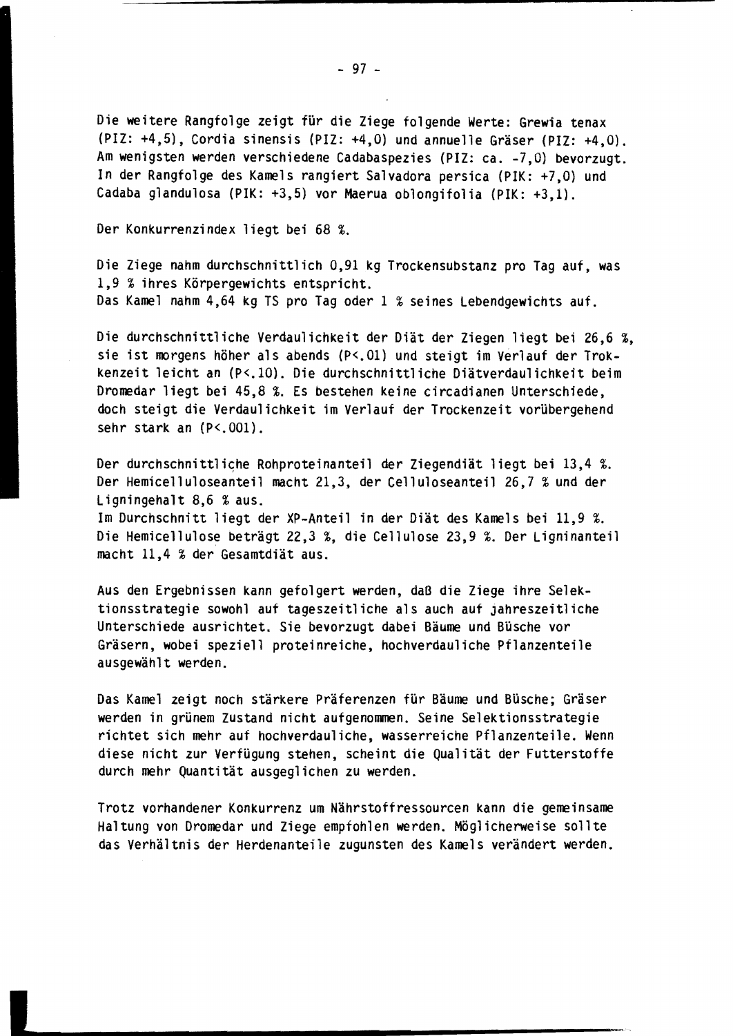Die weitere Rangfolge zeigt für die Ziege folgende Werte: Grewia tenax (PIZ: +4,5), Cordia sinensis (PIZ: +4,0) und annuelle Gräser (PIZ: +4,0). Am wenigsten werden verschiedene Cadabaspezies (PIZ: ca. -7,0) bevorzugt. In der Rangfolge des Kamels rangiert Salvadora persica (PIK: +7,0) und Cadaba glandulosa (PIK: +3,5) vor Maerua oblongifolia (PIK: +3,1).

Der Konkurrenzindex liegt bei 68 %.

Die Ziege nahm durchschnittlich 0,91 kg Trockensubstanz pro Tag auf, was 1,9 % ihres Körpergewichts entspricht.
Das Kamel nahm 4,64 kg TS pro Tag oder 1 % seines Lebendgewichts auf.

Die durchschnittliche Verdaulichkeit der Diät der Ziegen liegt bei 26,6 %, sie ist morgens höher als abends ($P<.01$) und steigt im Verlauf der Trockenzeit leicht an ($P<.10$). Die durchschnittliche Diätverdaulichkeit beim Dromedar liegt bei 45,8 %. Es bestehen keine circadianen Unterschiede, doch steigt die Verdaulichkeit im Verlauf der Trockenzeit vorübergehend sehr stark an ($P<.001$).

Der durchschnittliche Rohproteinanteil der Ziegendiät liegt bei 13,4 %. Der Hemicelluloseanteil macht 21,3, der Celluloseanteil 26,7 % und der Ligningehalt 8,6 % aus.
Im Durchschnitt liegt der XP-Anteil in der Diät des Kamels bei 11,9 %. Die Hemicellulose beträgt 22,3 %, die Cellulose 23,9 %. Der Ligninanteil macht 11,4 % der Gesamtdiät aus.

Aus den Ergebnissen kann gefolgert werden, daß die Ziege ihre Selektionsstrategie sowohl auf tageszeitliche als auch auf jahreszeitliche Unterschiede ausrichtet. Sie bevorzugt dabei Bäume und Büsche vor Gräsern, wobei speziell proteinreiche, hochverdauliche Pflanzenteile ausgewählt werden.

Das Kamel zeigt noch stärkere Präferenzen für Bäume und Büsche; Gräser werden in grünem Zustand nicht aufgenommen. Seine Selektionsstrategie richtet sich mehr auf hochverdauliche, wasserreiche Pflanzenteile. Wenn diese nicht zur Verfügung stehen, scheint die Qualität der Futterstoffe durch mehr Quantität ausgeglichen zu werden.

Trotz vorhandener Konkurrenz um Nährstoffressourcen kann die gemeinsame Haltung von Dromedar und Ziege empfohlen werden. Möglicherweise sollte das Verhältnis der Herdenanteile zugunsten des Kamels verändert werden.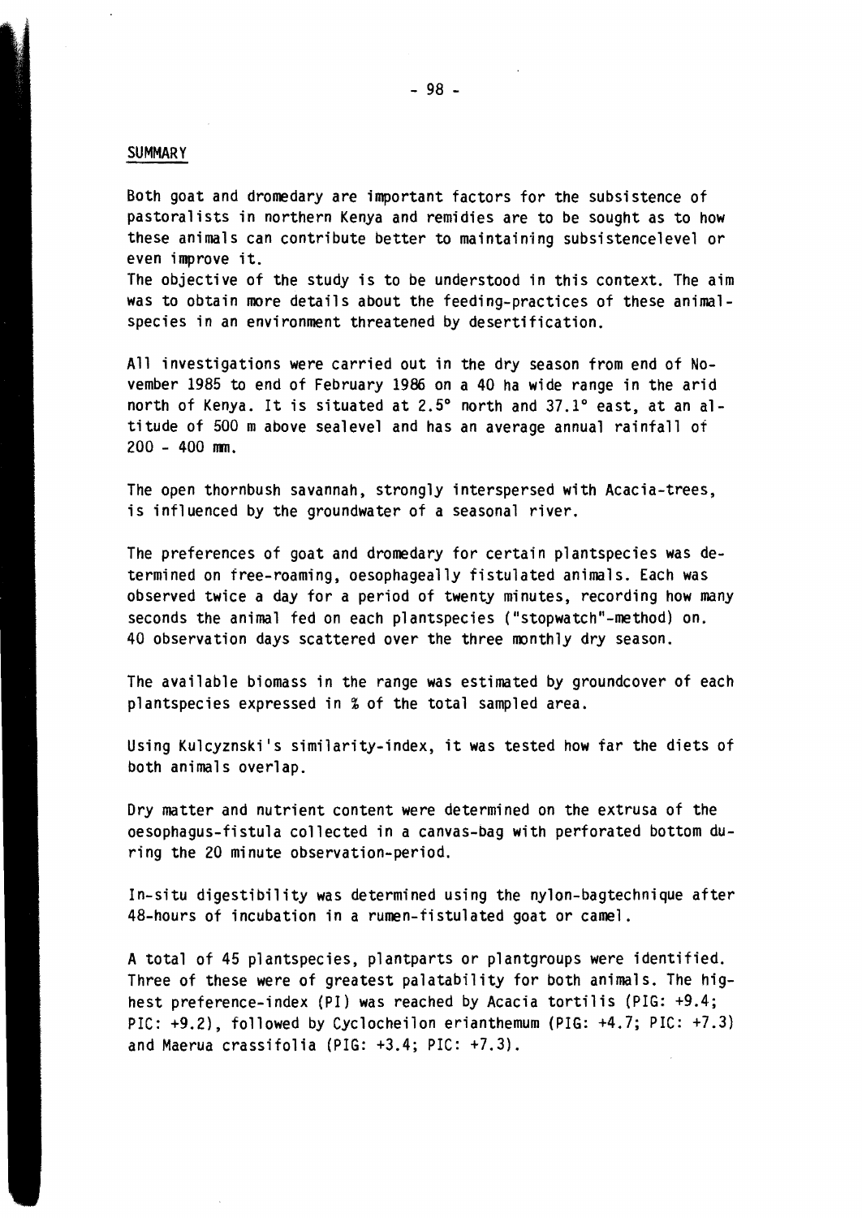## SUMMARY

Both goat and dromedary are important factors for the subsistence of pastoralists in northern Kenya and remidies are to be sought as to how these animals can contribute better to maintaining subsistencelevel or even improve it.
The objective of the study is to be understood in this context. The aim was to obtain more details about the feeding-practices of these animal-species in an environment threatened by desertification.

All investigations were carried out in the dry season from end of November 1985 to end of February 1986 on a 40 ha wide range in the arid north of Kenya. It is situated at 2.5° north and 37.1° east, at an altitude of 500 m above sealevel and has an average annual rainfall of 200 - 400 mm.

The open thornbush savannah, strongly interspersed with Acacia-trees, is influenced by the groundwater of a seasonal river.

The preferences of goat and dromedary for certain plantspecies was determined on free-roaming, oesophageally fistulated animals. Each was observed twice a day for a period of twenty minutes, recording how many seconds the animal fed on each plantspecies ("stopwatch"-method) on. 40 observation days scattered over the three monthly dry season.

The available biomass in the range was estimated by groundcover of each plantspecies expressed in % of the total sampled area.

Using Kulcyznski's similarity-index, it was tested how far the diets of both animals overlap.

Dry matter and nutrient content were determined on the extrusa of the oesophagus-fistula collected in a canvas-bag with perforated bottom during the 20 minute observation-period.

In-situ digestibility was determined using the nylon-bagtechnique after 48-hours of incubation in a rumen-fistulated goat or camel.

A total of 45 plantspecies, plantparts or plantgroups were identified. Three of these were of greatest palatability for both animals. The highest preference-index (PI) was reached by Acacia tortilis (PIG: +9.4; PIC: +9.2), followed by Cyclocheilon erianthemum (PIG: +4.7; PIC: +7.3) and Maerua crassifolia (PIG: +3.4; PIC: +7.3).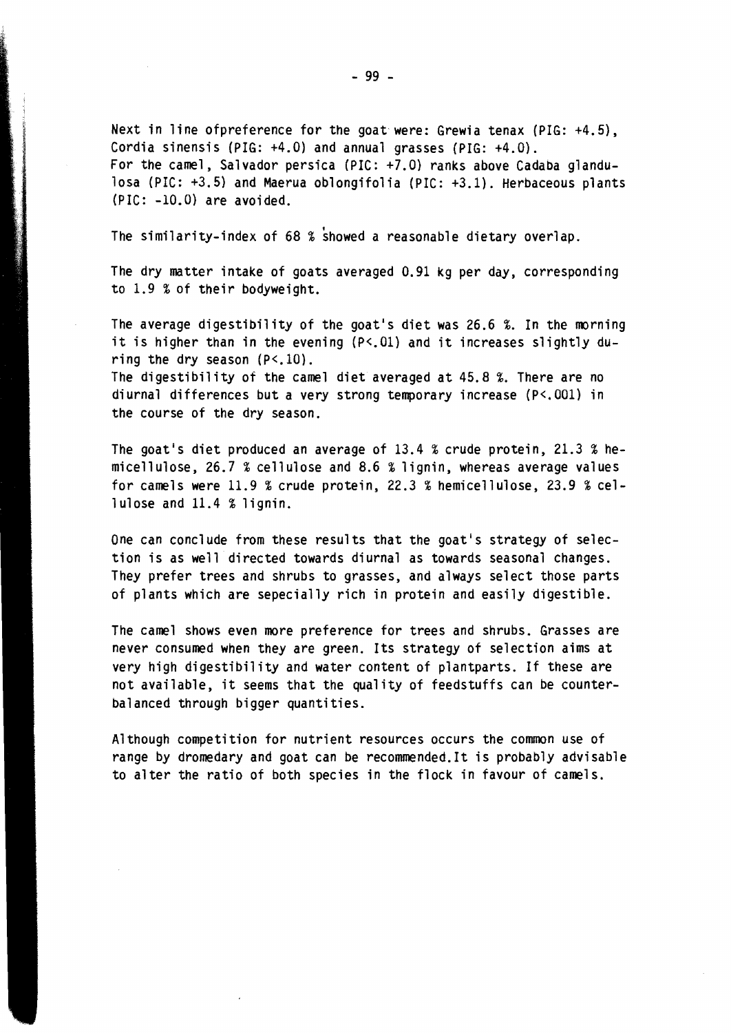Next in line ofpreference for the goat were: Grewia tenax (PIG: +4.5), Cordia sinensis (PIG: +4.0) and annual grasses (PIG: +4.0).
For the camel, Salvador persica (PIC: +7.0) ranks above Cadaba glandulosa (PIC: +3.5) and Maerua oblongifolia (PIC: +3.1). Herbaceous plants (PIC: -10.0) are avoided.

The similarity-index of 68 % showed a reasonable dietary overlap.

The dry matter intake of goats averaged 0.91 kg per day, corresponding to 1.9 % of their bodyweight.

The average digestibility of the goat's diet was 26.6 %. In the morning it is higher than in the evening ($P<.01$) and it increases slightly during the dry season ($P<.10$).
The digestibility of the camel diet averaged at 45.8 %. There are no diurnal differences but a very strong temporary increase ($P<.001$) in the course of the dry season.

The goat's diet produced an average of 13.4 % crude protein, 21.3 % hemicellulose, 26.7 % cellulose and 8.6 % lignin, whereas average values for camels were 11.9 % crude protein, 22.3 % hemicellulose, 23.9 % cellulose and 11.4 % lignin.

One can conclude from these results that the goat's strategy of selection is as well directed towards diurnal as towards seasonal changes. They prefer trees and shrubs to grasses, and always select those parts of plants which are sepecially rich in protein and easily digestible.

The camel shows even more preference for trees and shrubs. Grasses are never consumed when they are green. Its strategy of selection aims at very high digestibility and water content of plantparts. If these are not available, it seems that the quality of feedstuffs can be counterbalanced through bigger quantities.

Although competition for nutrient resources occurs the common use of range by dromedary and goat can be recommended.It is probably advisable to alter the ratio of both species in the flock in favour of camels.